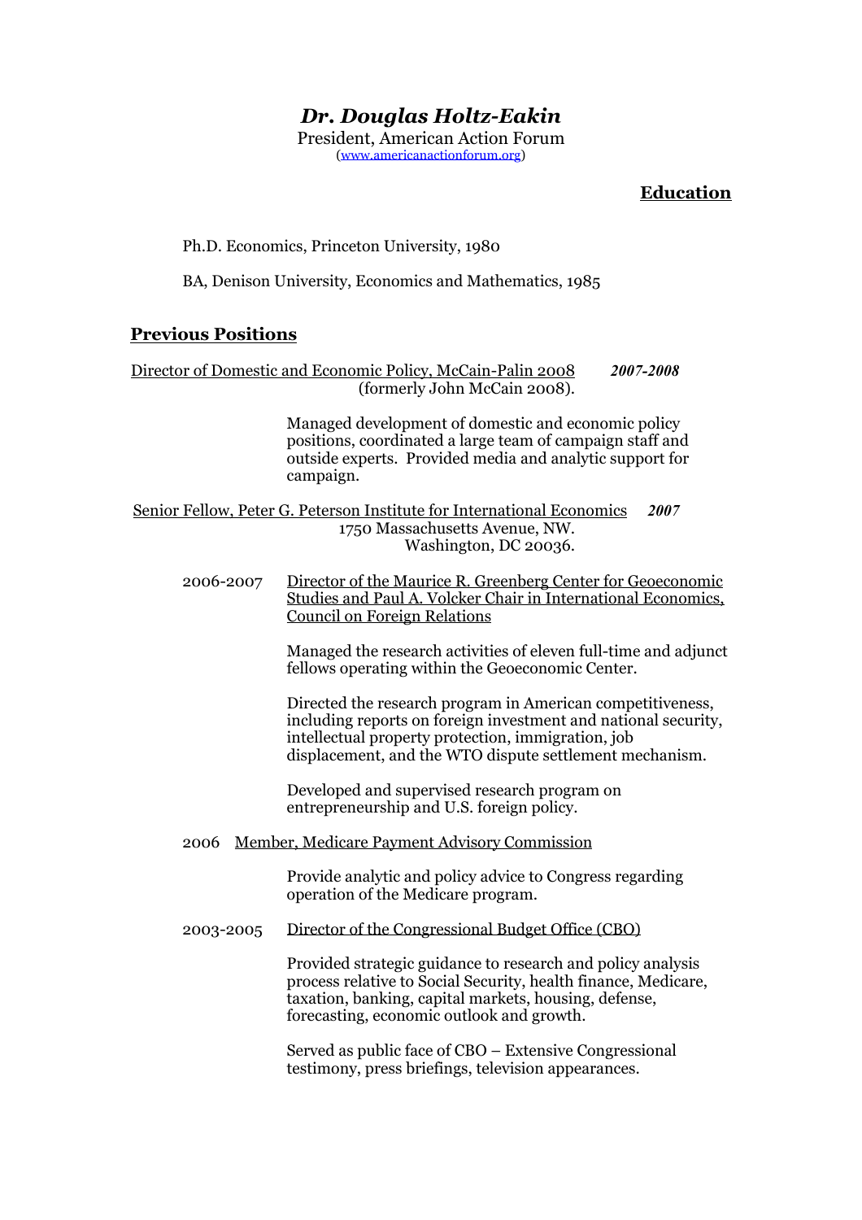# *Dr. Douglas Holtz-Eakin*

President, American Action Forum
(www.americanactionforum.org)

## Education

Ph.D. Economics, Princeton University, 1980

BA, Denison University, Economics and Mathematics, 1985

## Previous Positions

Director of Domestic and Economic Policy, McCain-Palin 2008 (formerly John McCain 2008). ***2007-2008***

Managed development of domestic and economic policy positions, coordinated a large team of campaign staff and outside experts. Provided media and analytic support for campaign.

Senior Fellow, Peter G. Peterson Institute for International Economics ***2007***
1750 Massachusetts Avenue, NW.
Washington, DC 20036.

2006-2007 Director of the Maurice R. Greenberg Center for Geoeconomic Studies and Paul A. Volcker Chair in International Economics, Council on Foreign Relations

Managed the research activities of eleven full-time and adjunct fellows operating within the Geoeconomic Center.

Directed the research program in American competitiveness, including reports on foreign investment and national security, intellectual property protection, immigration, job displacement, and the WTO dispute settlement mechanism.

Developed and supervised research program on entrepreneurship and U.S. foreign policy.

2006 Member, Medicare Payment Advisory Commission

Provide analytic and policy advice to Congress regarding operation of the Medicare program.

2003-2005 Director of the Congressional Budget Office (CBO)

Provided strategic guidance to research and policy analysis process relative to Social Security, health finance, Medicare, taxation, banking, capital markets, housing, defense, forecasting, economic outlook and growth.

Served as public face of CBO – Extensive Congressional testimony, press briefings, television appearances.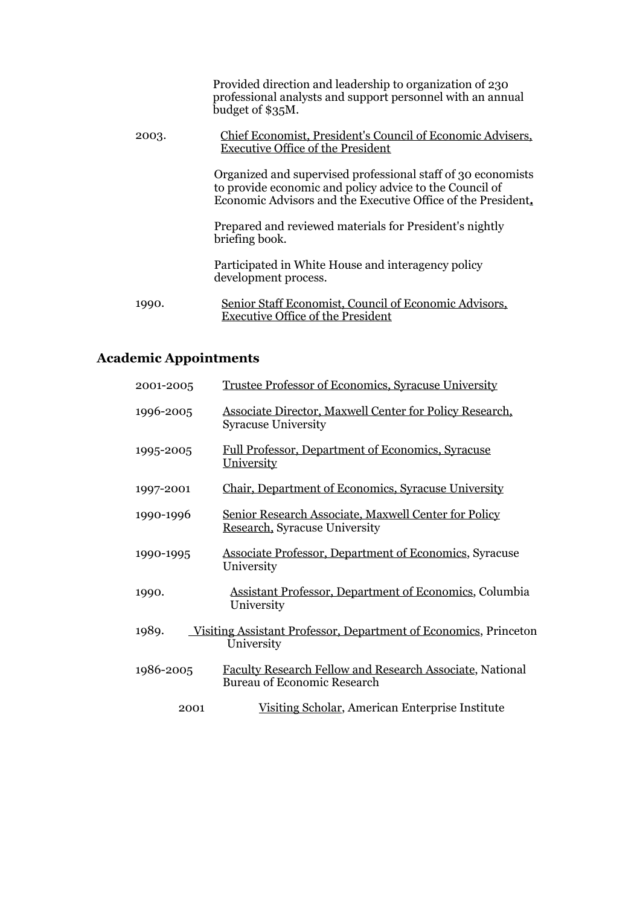Provided direction and leadership to organization of 230 professional analysts and support personnel with an annual budget of $35M.

2003. Chief Economist, President's Council of Economic Advisers, Executive Office of the President

Organized and supervised professional staff of 30 economists to provide economic and policy advice to the Council of Economic Advisors and the Executive Office of the President.

Prepared and reviewed materials for President's nightly briefing book.

Participated in White House and interagency policy development process.

1990. Senior Staff Economist, Council of Economic Advisors, Executive Office of the President

## Academic Appointments

2001-2005 Trustee Professor of Economics, Syracuse University

1996-2005 Associate Director, Maxwell Center for Policy Research, Syracuse University

1995-2005 Full Professor, Department of Economics, Syracuse University

1997-2001 Chair, Department of Economics, Syracuse University

1990-1996 Senior Research Associate, Maxwell Center for Policy Research, Syracuse University

1990-1995 Associate Professor, Department of Economics, Syracuse University

1990. Assistant Professor, Department of Economics, Columbia University

1989. Visiting Assistant Professor, Department of Economics, Princeton University

1986-2005 Faculty Research Fellow and Research Associate, National Bureau of Economic Research

2001 Visiting Scholar, American Enterprise Institute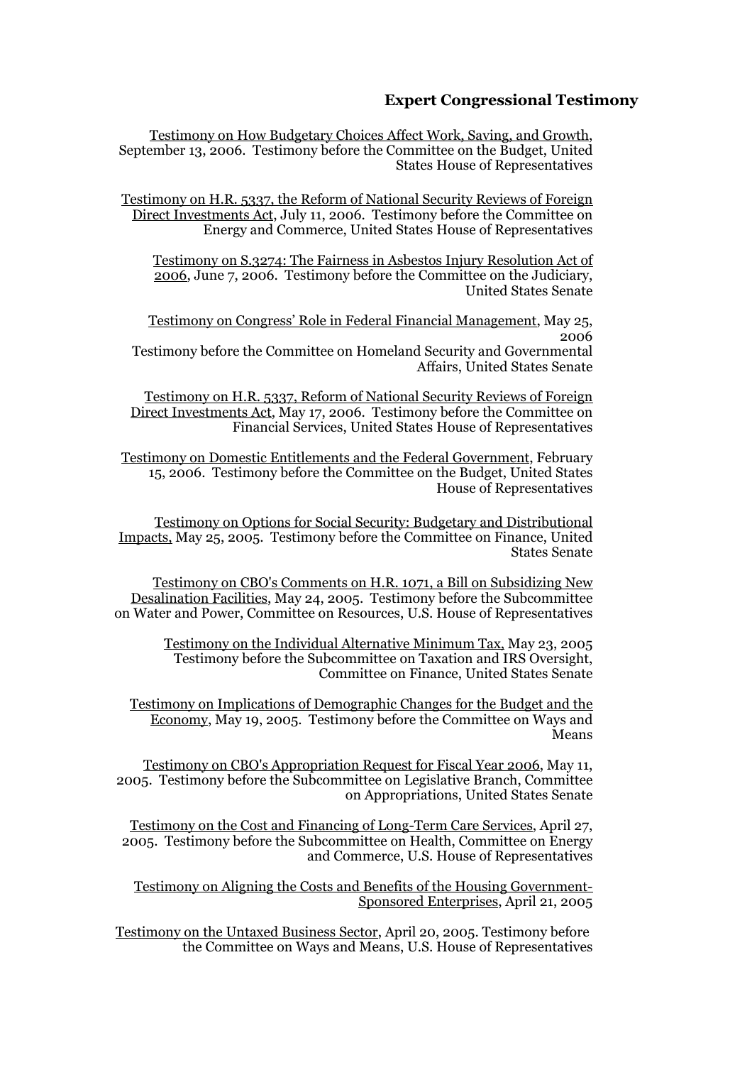## Expert Congressional Testimony

Testimony on How Budgetary Choices Affect Work, Saving, and Growth, September 13, 2006. Testimony before the Committee on the Budget, United States House of Representatives

Testimony on H.R. 5337, the Reform of National Security Reviews of Foreign Direct Investments Act, July 11, 2006. Testimony before the Committee on Energy and Commerce, United States House of Representatives

Testimony on S.3274: The Fairness in Asbestos Injury Resolution Act of 2006, June 7, 2006. Testimony before the Committee on the Judiciary, United States Senate

Testimony on Congress' Role in Federal Financial Management, May 25, 2006
Testimony before the Committee on Homeland Security and Governmental Affairs, United States Senate

Testimony on H.R. 5337, Reform of National Security Reviews of Foreign Direct Investments Act, May 17, 2006. Testimony before the Committee on Financial Services, United States House of Representatives

Testimony on Domestic Entitlements and the Federal Government, February 15, 2006. Testimony before the Committee on the Budget, United States House of Representatives

Testimony on Options for Social Security: Budgetary and Distributional Impacts, May 25, 2005. Testimony before the Committee on Finance, United States Senate

Testimony on CBO's Comments on H.R. 1071, a Bill on Subsidizing New Desalination Facilities, May 24, 2005. Testimony before the Subcommittee on Water and Power, Committee on Resources, U.S. House of Representatives

Testimony on the Individual Alternative Minimum Tax, May 23, 2005
Testimony before the Subcommittee on Taxation and IRS Oversight, Committee on Finance, United States Senate

Testimony on Implications of Demographic Changes for the Budget and the Economy, May 19, 2005. Testimony before the Committee on Ways and Means

Testimony on CBO's Appropriation Request for Fiscal Year 2006, May 11, 2005. Testimony before the Subcommittee on Legislative Branch, Committee on Appropriations, United States Senate

Testimony on the Cost and Financing of Long-Term Care Services, April 27, 2005. Testimony before the Subcommittee on Health, Committee on Energy and Commerce, U.S. House of Representatives

Testimony on Aligning the Costs and Benefits of the Housing Government-Sponsored Enterprises, April 21, 2005

Testimony on the Untaxed Business Sector, April 20, 2005. Testimony before the Committee on Ways and Means, U.S. House of Representatives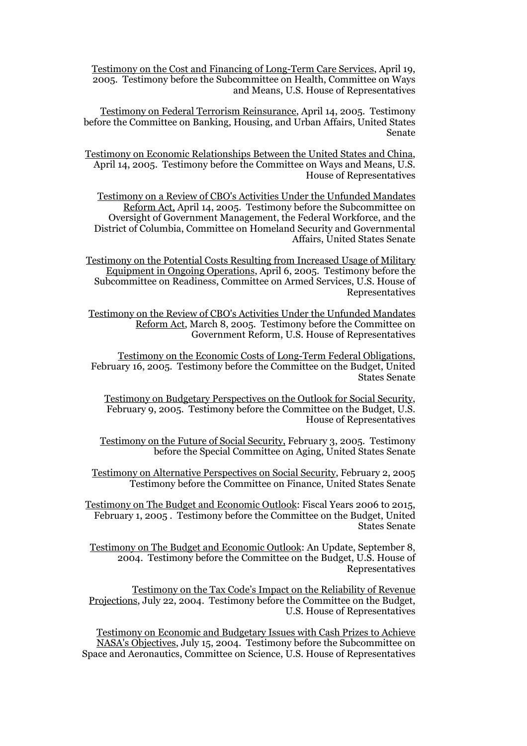Testimony on the Cost and Financing of Long-Term Care Services, April 19, 2005. Testimony before the Subcommittee on Health, Committee on Ways and Means, U.S. House of Representatives

Testimony on Federal Terrorism Reinsurance, April 14, 2005. Testimony before the Committee on Banking, Housing, and Urban Affairs, United States Senate

Testimony on Economic Relationships Between the United States and China, April 14, 2005. Testimony before the Committee on Ways and Means, U.S. House of Representatives

Testimony on a Review of CBO's Activities Under the Unfunded Mandates Reform Act, April 14, 2005. Testimony before the Subcommittee on Oversight of Government Management, the Federal Workforce, and the District of Columbia, Committee on Homeland Security and Governmental Affairs, United States Senate

Testimony on the Potential Costs Resulting from Increased Usage of Military Equipment in Ongoing Operations, April 6, 2005. Testimony before the Subcommittee on Readiness, Committee on Armed Services, U.S. House of Representatives

Testimony on the Review of CBO's Activities Under the Unfunded Mandates Reform Act, March 8, 2005. Testimony before the Committee on Government Reform, U.S. House of Representatives

Testimony on the Economic Costs of Long-Term Federal Obligations, February 16, 2005. Testimony before the Committee on the Budget, United States Senate

Testimony on Budgetary Perspectives on the Outlook for Social Security, February 9, 2005. Testimony before the Committee on the Budget, U.S. House of Representatives

Testimony on the Future of Social Security, February 3, 2005. Testimony before the Special Committee on Aging, United States Senate

Testimony on Alternative Perspectives on Social Security, February 2, 2005 Testimony before the Committee on Finance, United States Senate

Testimony on The Budget and Economic Outlook: Fiscal Years 2006 to 2015, February 1, 2005 . Testimony before the Committee on the Budget, United States Senate

Testimony on The Budget and Economic Outlook: An Update, September 8, 2004. Testimony before the Committee on the Budget, U.S. House of Representatives

Testimony on the Tax Code's Impact on the Reliability of Revenue Projections, July 22, 2004. Testimony before the Committee on the Budget, U.S. House of Representatives

Testimony on Economic and Budgetary Issues with Cash Prizes to Achieve NASA's Objectives, July 15, 2004. Testimony before the Subcommittee on Space and Aeronautics, Committee on Science, U.S. House of Representatives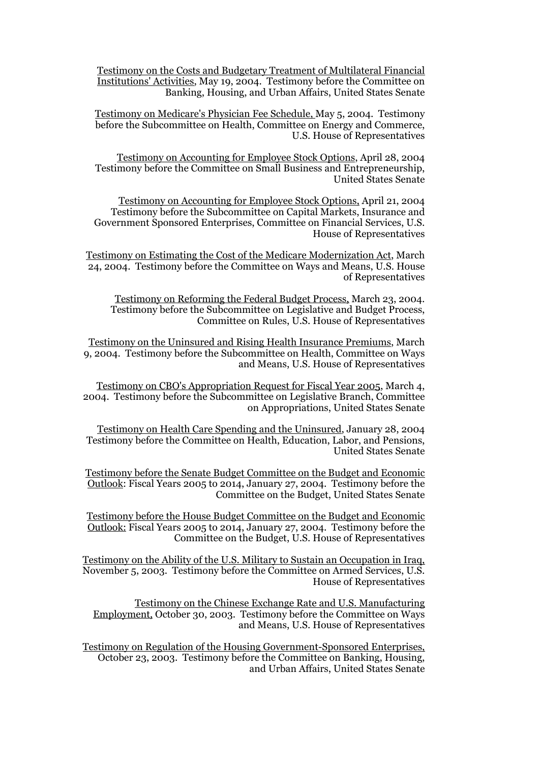<u>Testimony on the Costs and Budgetary Treatment of Multilateral Financial Institutions' Activities</u>, May 19, 2004. Testimony before the Committee on Banking, Housing, and Urban Affairs, United States Senate

<u>Testimony on Medicare's Physician Fee Schedule,</u> May 5, 2004. Testimony before the Subcommittee on Health, Committee on Energy and Commerce, U.S. House of Representatives

<u>Testimony on Accounting for Employee Stock Options</u>, April 28, 2004 Testimony before the Committee on Small Business and Entrepreneurship, United States Senate

<u>Testimony on Accounting for Employee Stock Options,</u> April 21, 2004 Testimony before the Subcommittee on Capital Markets, Insurance and Government Sponsored Enterprises, Committee on Financial Services, U.S. House of Representatives

<u>Testimony on Estimating the Cost of the Medicare Modernization Act</u>, March 24, 2004. Testimony before the Committee on Ways and Means, U.S. House of Representatives

<u>Testimony on Reforming the Federal Budget Process,</u> March 23, 2004. Testimony before the Subcommittee on Legislative and Budget Process, Committee on Rules, U.S. House of Representatives

<u>Testimony on the Uninsured and Rising Health Insurance Premiums</u>, March 9, 2004. Testimony before the Subcommittee on Health, Committee on Ways and Means, U.S. House of Representatives

<u>Testimony on CBO's Appropriation Request for Fiscal Year 2005</u>, March 4, 2004. Testimony before the Subcommittee on Legislative Branch, Committee on Appropriations, United States Senate

<u>Testimony on Health Care Spending and the Uninsured</u>, January 28, 2004 Testimony before the Committee on Health, Education, Labor, and Pensions, United States Senate

<u>Testimony before the Senate Budget Committee on the Budget and Economic Outlook</u>: Fiscal Years 2005 to 2014, January 27, 2004. Testimony before the Committee on the Budget, United States Senate

<u>Testimony before the House Budget Committee on the Budget and Economic Outlook:</u> Fiscal Years 2005 to 2014, January 27, 2004. Testimony before the Committee on the Budget, U.S. House of Representatives

<u>Testimony on the Ability of the U.S. Military to Sustain an Occupation in Iraq,</u> November 5, 2003. Testimony before the Committee on Armed Services, U.S. House of Representatives

<u>Testimony on the Chinese Exchange Rate and U.S. Manufacturing Employment,</u> October 30, 2003. Testimony before the Committee on Ways and Means, U.S. House of Representatives

<u>Testimony on Regulation of the Housing Government-Sponsored Enterprises,</u> October 23, 2003. Testimony before the Committee on Banking, Housing, and Urban Affairs, United States Senate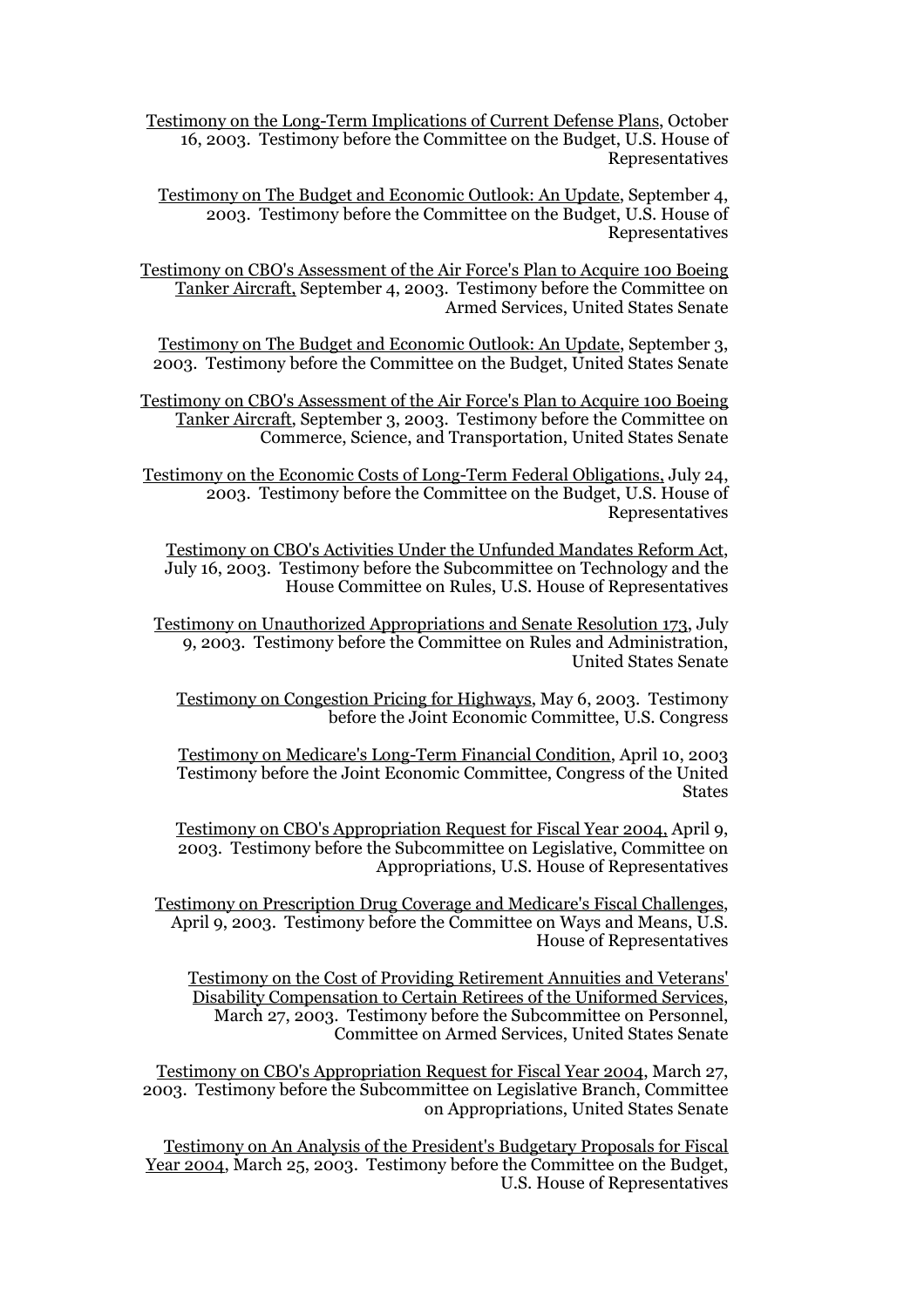Testimony on the Long-Term Implications of Current Defense Plans, October 16, 2003. Testimony before the Committee on the Budget, U.S. House of Representatives

Testimony on The Budget and Economic Outlook: An Update, September 4, 2003. Testimony before the Committee on the Budget, U.S. House of Representatives

Testimony on CBO's Assessment of the Air Force's Plan to Acquire 100 Boeing Tanker Aircraft, September 4, 2003. Testimony before the Committee on Armed Services, United States Senate

Testimony on The Budget and Economic Outlook: An Update, September 3, 2003. Testimony before the Committee on the Budget, United States Senate

Testimony on CBO's Assessment of the Air Force's Plan to Acquire 100 Boeing Tanker Aircraft, September 3, 2003. Testimony before the Committee on Commerce, Science, and Transportation, United States Senate

Testimony on the Economic Costs of Long-Term Federal Obligations, July 24, 2003. Testimony before the Committee on the Budget, U.S. House of Representatives

Testimony on CBO's Activities Under the Unfunded Mandates Reform Act, July 16, 2003. Testimony before the Subcommittee on Technology and the House Committee on Rules, U.S. House of Representatives

Testimony on Unauthorized Appropriations and Senate Resolution 173, July 9, 2003. Testimony before the Committee on Rules and Administration, United States Senate

Testimony on Congestion Pricing for Highways, May 6, 2003. Testimony before the Joint Economic Committee, U.S. Congress

Testimony on Medicare's Long-Term Financial Condition, April 10, 2003 Testimony before the Joint Economic Committee, Congress of the United States

Testimony on CBO's Appropriation Request for Fiscal Year 2004, April 9, 2003. Testimony before the Subcommittee on Legislative, Committee on Appropriations, U.S. House of Representatives

Testimony on Prescription Drug Coverage and Medicare's Fiscal Challenges, April 9, 2003. Testimony before the Committee on Ways and Means, U.S. House of Representatives

Testimony on the Cost of Providing Retirement Annuities and Veterans' Disability Compensation to Certain Retirees of the Uniformed Services, March 27, 2003. Testimony before the Subcommittee on Personnel, Committee on Armed Services, United States Senate

Testimony on CBO's Appropriation Request for Fiscal Year 2004, March 27, 2003. Testimony before the Subcommittee on Legislative Branch, Committee on Appropriations, United States Senate

Testimony on An Analysis of the President's Budgetary Proposals for Fiscal Year 2004, March 25, 2003. Testimony before the Committee on the Budget, U.S. House of Representatives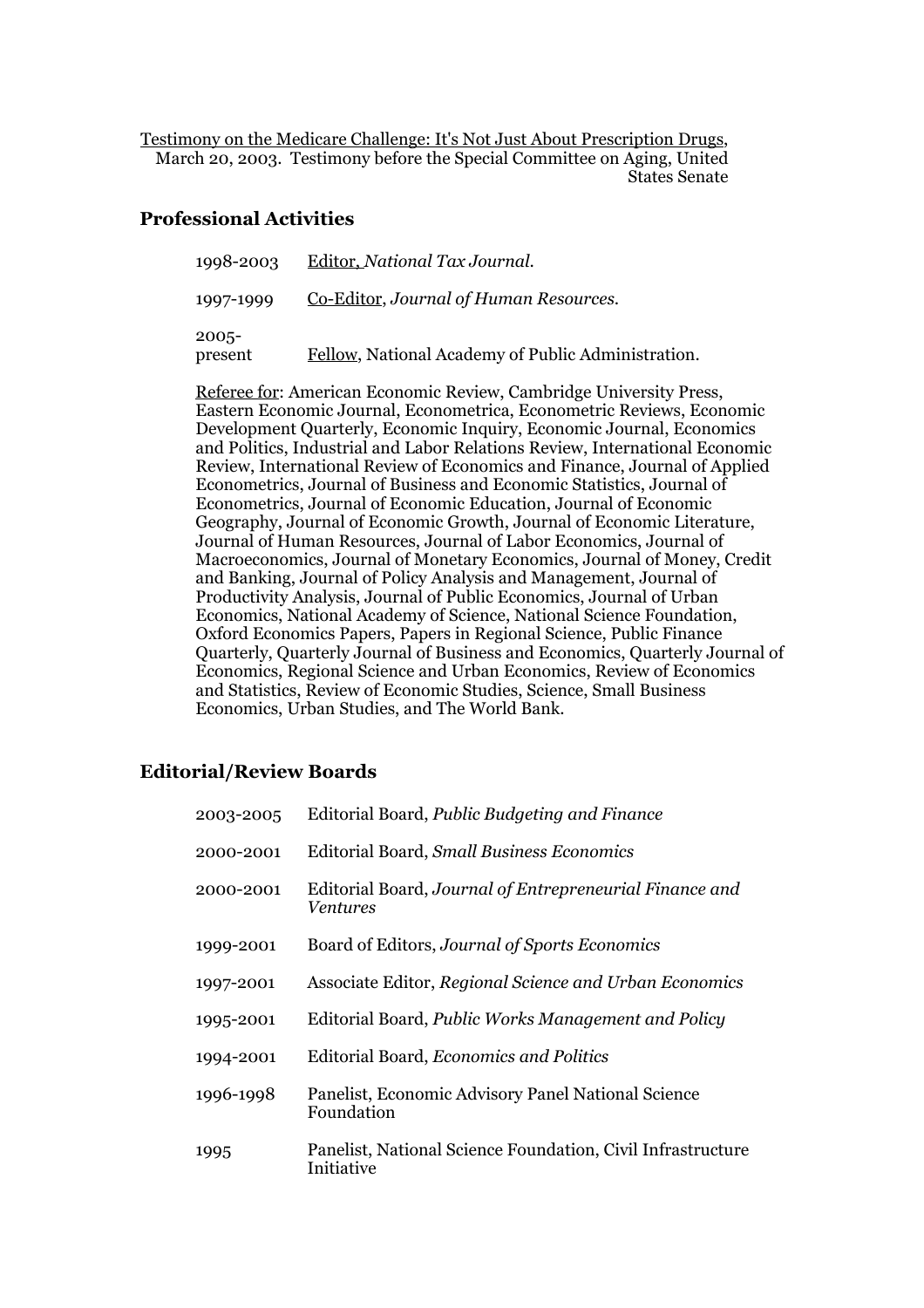Testimony on the Medicare Challenge: It's Not Just About Prescription Drugs, March 20, 2003. Testimony before the Special Committee on Aging, United States Senate

## Professional Activities

1998-2003 Editor, *National Tax Journal.*

1997-1999 Co-Editor, *Journal of Human Resources.*

2005-present Fellow, National Academy of Public Administration.

Referee for: American Economic Review, Cambridge University Press, Eastern Economic Journal, Econometrica, Econometric Reviews, Economic Development Quarterly, Economic Inquiry, Economic Journal, Economics and Politics, Industrial and Labor Relations Review, International Economic Review, International Review of Economics and Finance, Journal of Applied Econometrics, Journal of Business and Economic Statistics, Journal of Econometrics, Journal of Economic Education, Journal of Economic Geography, Journal of Economic Growth, Journal of Economic Literature, Journal of Human Resources, Journal of Labor Economics, Journal of Macroeconomics, Journal of Monetary Economics, Journal of Money, Credit and Banking, Journal of Policy Analysis and Management, Journal of Productivity Analysis, Journal of Public Economics, Journal of Urban Economics, National Academy of Science, National Science Foundation, Oxford Economics Papers, Papers in Regional Science, Public Finance Quarterly, Quarterly Journal of Business and Economics, Quarterly Journal of Economics, Regional Science and Urban Economics, Review of Economics and Statistics, Review of Economic Studies, Science, Small Business Economics, Urban Studies, and The World Bank.

## Editorial/Review Boards

2003-2005 Editorial Board, *Public Budgeting and Finance*

2000-2001 Editorial Board, *Small Business Economics*

2000-2001 Editorial Board, *Journal of Entrepreneurial Finance and Ventures*

1999-2001 Board of Editors, *Journal of Sports Economics*

1997-2001 Associate Editor, *Regional Science and Urban Economics*

1995-2001 Editorial Board, *Public Works Management and Policy*

1994-2001 Editorial Board, *Economics and Politics*

1996-1998 Panelist, Economic Advisory Panel National Science Foundation

1995 Panelist, National Science Foundation, Civil Infrastructure Initiative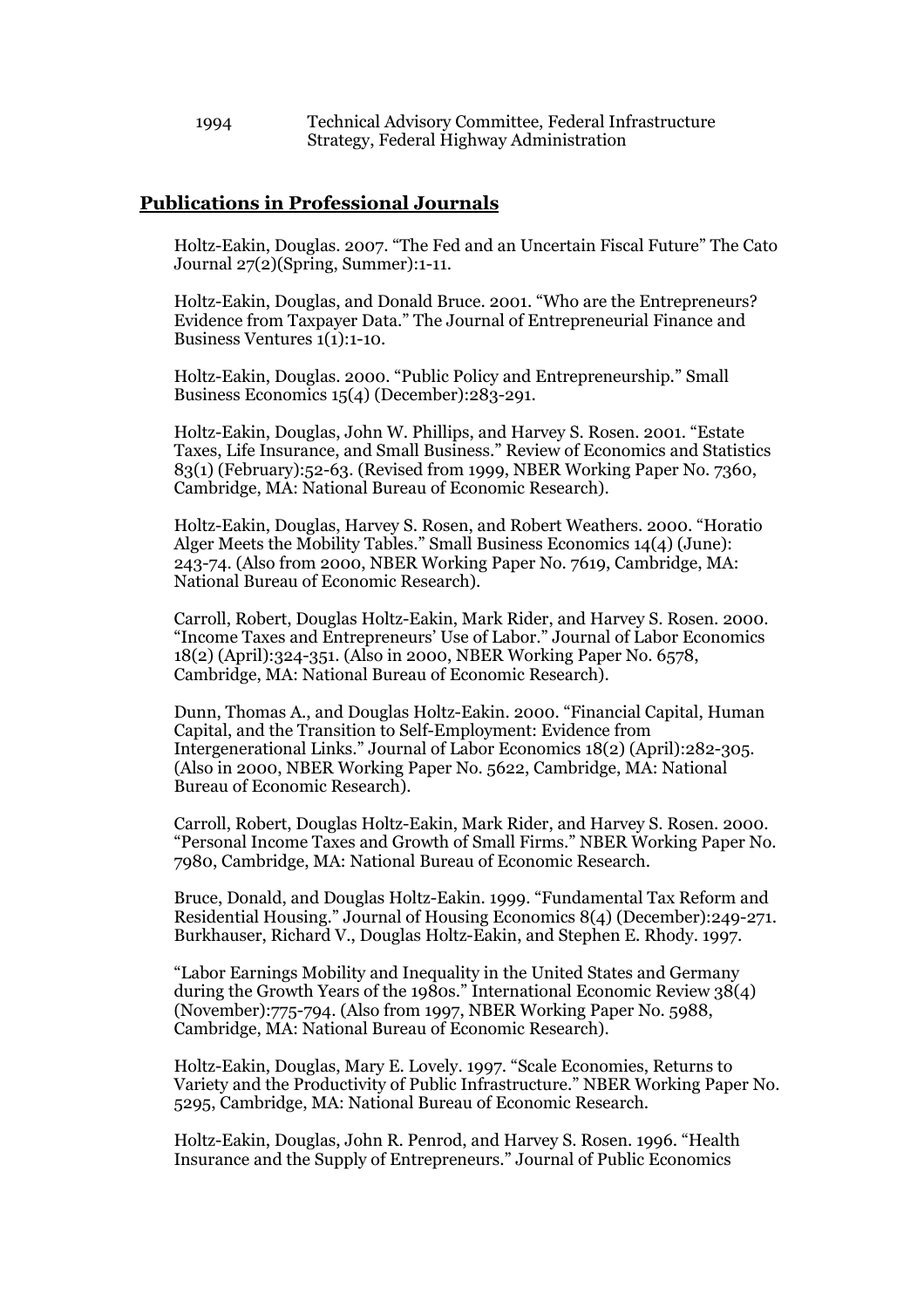1994 Technical Advisory Committee, Federal Infrastructure Strategy, Federal Highway Administration

## Publications in Professional Journals

Holtz-Eakin, Douglas. 2007. “The Fed and an Uncertain Fiscal Future” The Cato Journal 27(2)(Spring, Summer):1-11.

Holtz-Eakin, Douglas, and Donald Bruce. 2001. “Who are the Entrepreneurs? Evidence from Taxpayer Data.” The Journal of Entrepreneurial Finance and Business Ventures 1(1):1-10.

Holtz-Eakin, Douglas. 2000. “Public Policy and Entrepreneurship.” Small Business Economics 15(4) (December):283-291.

Holtz-Eakin, Douglas, John W. Phillips, and Harvey S. Rosen. 2001. “Estate Taxes, Life Insurance, and Small Business.” Review of Economics and Statistics 83(1) (February):52-63. (Revised from 1999, NBER Working Paper No. 7360, Cambridge, MA: National Bureau of Economic Research).

Holtz-Eakin, Douglas, Harvey S. Rosen, and Robert Weathers. 2000. “Horatio Alger Meets the Mobility Tables.” Small Business Economics 14(4) (June): 243-74. (Also from 2000, NBER Working Paper No. 7619, Cambridge, MA: National Bureau of Economic Research).

Carroll, Robert, Douglas Holtz-Eakin, Mark Rider, and Harvey S. Rosen. 2000. “Income Taxes and Entrepreneurs’ Use of Labor.” Journal of Labor Economics 18(2) (April):324-351. (Also in 2000, NBER Working Paper No. 6578, Cambridge, MA: National Bureau of Economic Research).

Dunn, Thomas A., and Douglas Holtz-Eakin. 2000. “Financial Capital, Human Capital, and the Transition to Self-Employment: Evidence from Intergenerational Links.” Journal of Labor Economics 18(2) (April):282-305. (Also in 2000, NBER Working Paper No. 5622, Cambridge, MA: National Bureau of Economic Research).

Carroll, Robert, Douglas Holtz-Eakin, Mark Rider, and Harvey S. Rosen. 2000. “Personal Income Taxes and Growth of Small Firms.” NBER Working Paper No. 7980, Cambridge, MA: National Bureau of Economic Research.

Bruce, Donald, and Douglas Holtz-Eakin. 1999. “Fundamental Tax Reform and Residential Housing.” Journal of Housing Economics 8(4) (December):249-271. Burkhauser, Richard V., Douglas Holtz-Eakin, and Stephen E. Rhody. 1997.

“Labor Earnings Mobility and Inequality in the United States and Germany during the Growth Years of the 1980s.” International Economic Review 38(4) (November):775-794. (Also from 1997, NBER Working Paper No. 5988, Cambridge, MA: National Bureau of Economic Research).

Holtz-Eakin, Douglas, Mary E. Lovely. 1997. “Scale Economies, Returns to Variety and the Productivity of Public Infrastructure.” NBER Working Paper No. 5295, Cambridge, MA: National Bureau of Economic Research.

Holtz-Eakin, Douglas, John R. Penrod, and Harvey S. Rosen. 1996. “Health Insurance and the Supply of Entrepreneurs.” Journal of Public Economics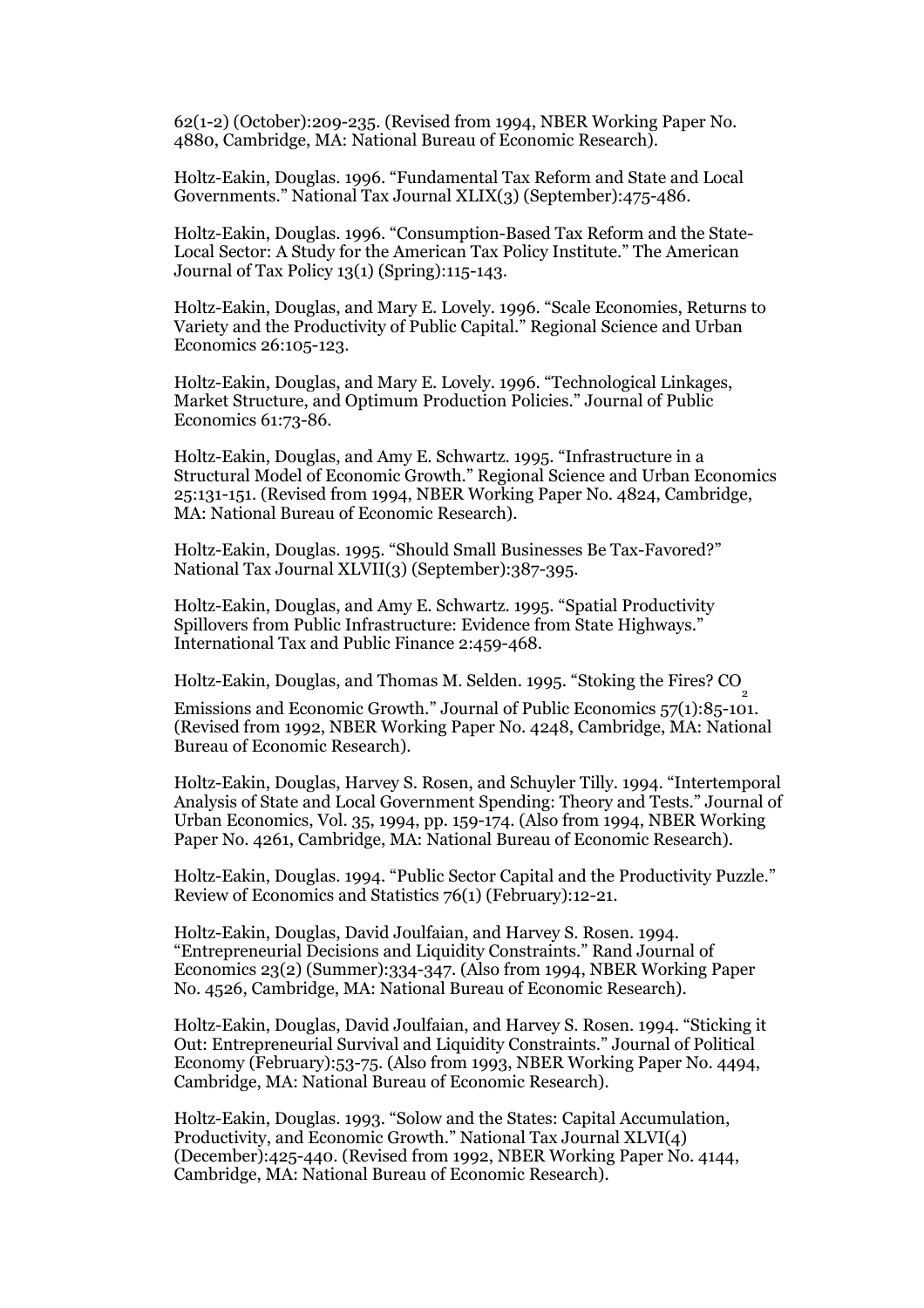62(1-2) (October):209-235. (Revised from 1994, NBER Working Paper No. 4880, Cambridge, MA: National Bureau of Economic Research).

Holtz-Eakin, Douglas. 1996. "Fundamental Tax Reform and State and Local Governments." National Tax Journal XLIX(3) (September):475-486.

Holtz-Eakin, Douglas. 1996. "Consumption-Based Tax Reform and the State-Local Sector: A Study for the American Tax Policy Institute." The American Journal of Tax Policy 13(1) (Spring):115-143.

Holtz-Eakin, Douglas, and Mary E. Lovely. 1996. "Scale Economies, Returns to Variety and the Productivity of Public Capital." Regional Science and Urban Economics 26:105-123.

Holtz-Eakin, Douglas, and Mary E. Lovely. 1996. "Technological Linkages, Market Structure, and Optimum Production Policies." Journal of Public Economics 61:73-86.

Holtz-Eakin, Douglas, and Amy E. Schwartz. 1995. "Infrastructure in a Structural Model of Economic Growth." Regional Science and Urban Economics 25:131-151. (Revised from 1994, NBER Working Paper No. 4824, Cambridge, MA: National Bureau of Economic Research).

Holtz-Eakin, Douglas. 1995. "Should Small Businesses Be Tax-Favored?" National Tax Journal XLVII(3) (September):387-395.

Holtz-Eakin, Douglas, and Amy E. Schwartz. 1995. "Spatial Productivity Spillovers from Public Infrastructure: Evidence from State Highways." International Tax and Public Finance 2:459-468.

Holtz-Eakin, Douglas, and Thomas M. Selden. 1995. "Stoking the Fires? $CO_2$ Emissions and Economic Growth." Journal of Public Economics 57(1):85-101. (Revised from 1992, NBER Working Paper No. 4248, Cambridge, MA: National Bureau of Economic Research).

Holtz-Eakin, Douglas, Harvey S. Rosen, and Schuyler Tilly. 1994. "Intertemporal Analysis of State and Local Government Spending: Theory and Tests." Journal of Urban Economics, Vol. 35, 1994, pp. 159-174. (Also from 1994, NBER Working Paper No. 4261, Cambridge, MA: National Bureau of Economic Research).

Holtz-Eakin, Douglas. 1994. "Public Sector Capital and the Productivity Puzzle." Review of Economics and Statistics 76(1) (February):12-21.

Holtz-Eakin, Douglas, David Joulfaian, and Harvey S. Rosen. 1994. "Entrepreneurial Decisions and Liquidity Constraints." Rand Journal of Economics 23(2) (Summer):334-347. (Also from 1994, NBER Working Paper No. 4526, Cambridge, MA: National Bureau of Economic Research).

Holtz-Eakin, Douglas, David Joulfaian, and Harvey S. Rosen. 1994. "Sticking it Out: Entrepreneurial Survival and Liquidity Constraints." Journal of Political Economy (February):53-75. (Also from 1993, NBER Working Paper No. 4494, Cambridge, MA: National Bureau of Economic Research).

Holtz-Eakin, Douglas. 1993. "Solow and the States: Capital Accumulation, Productivity, and Economic Growth." National Tax Journal XLVI(4) (December):425-440. (Revised from 1992, NBER Working Paper No. 4144, Cambridge, MA: National Bureau of Economic Research).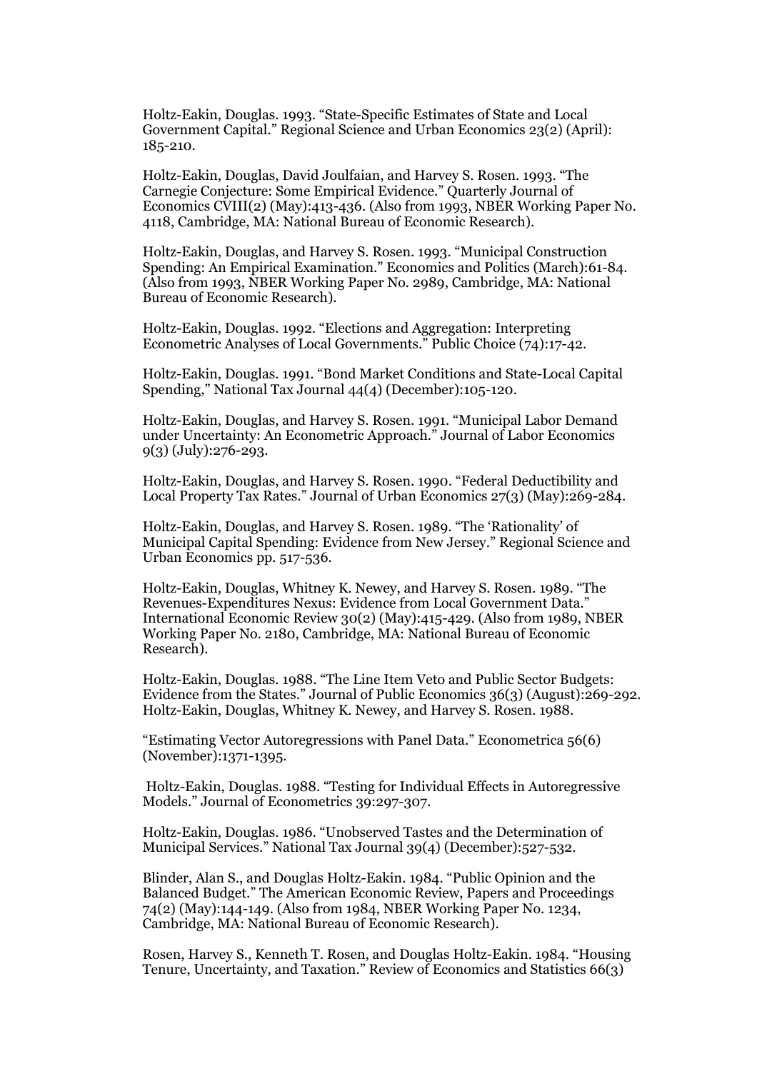Holtz-Eakin, Douglas. 1993. "State-Specific Estimates of State and Local Government Capital." Regional Science and Urban Economics 23(2) (April): 185-210.

Holtz-Eakin, Douglas, David Joulfaian, and Harvey S. Rosen. 1993. "The Carnegie Conjecture: Some Empirical Evidence." Quarterly Journal of Economics CVIII(2) (May):413-436. (Also from 1993, NBER Working Paper No. 4118, Cambridge, MA: National Bureau of Economic Research).

Holtz-Eakin, Douglas, and Harvey S. Rosen. 1993. "Municipal Construction Spending: An Empirical Examination." Economics and Politics (March):61-84. (Also from 1993, NBER Working Paper No. 2989, Cambridge, MA: National Bureau of Economic Research).

Holtz-Eakin, Douglas. 1992. "Elections and Aggregation: Interpreting Econometric Analyses of Local Governments." Public Choice (74):17-42.

Holtz-Eakin, Douglas. 1991. "Bond Market Conditions and State-Local Capital Spending," National Tax Journal 44(4) (December):105-120.

Holtz-Eakin, Douglas, and Harvey S. Rosen. 1991. "Municipal Labor Demand under Uncertainty: An Econometric Approach." Journal of Labor Economics 9(3) (July):276-293.

Holtz-Eakin, Douglas, and Harvey S. Rosen. 1990. "Federal Deductibility and Local Property Tax Rates." Journal of Urban Economics 27(3) (May):269-284.

Holtz-Eakin, Douglas, and Harvey S. Rosen. 1989. "The 'Rationality' of Municipal Capital Spending: Evidence from New Jersey." Regional Science and Urban Economics pp. 517-536.

Holtz-Eakin, Douglas, Whitney K. Newey, and Harvey S. Rosen. 1989. "The Revenues-Expenditures Nexus: Evidence from Local Government Data." International Economic Review 30(2) (May):415-429. (Also from 1989, NBER Working Paper No. 2180, Cambridge, MA: National Bureau of Economic Research).

Holtz-Eakin, Douglas. 1988. "The Line Item Veto and Public Sector Budgets: Evidence from the States." Journal of Public Economics 36(3) (August):269-292. Holtz-Eakin, Douglas, Whitney K. Newey, and Harvey S. Rosen. 1988.

"Estimating Vector Autoregressions with Panel Data." Econometrica 56(6) (November):1371-1395.

Holtz-Eakin, Douglas. 1988. "Testing for Individual Effects in Autoregressive Models." Journal of Econometrics 39:297-307.

Holtz-Eakin, Douglas. 1986. "Unobserved Tastes and the Determination of Municipal Services." National Tax Journal 39(4) (December):527-532.

Blinder, Alan S., and Douglas Holtz-Eakin. 1984. "Public Opinion and the Balanced Budget." The American Economic Review, Papers and Proceedings 74(2) (May):144-149. (Also from 1984, NBER Working Paper No. 1234, Cambridge, MA: National Bureau of Economic Research).

Rosen, Harvey S., Kenneth T. Rosen, and Douglas Holtz-Eakin. 1984. "Housing Tenure, Uncertainty, and Taxation." Review of Economics and Statistics 66(3)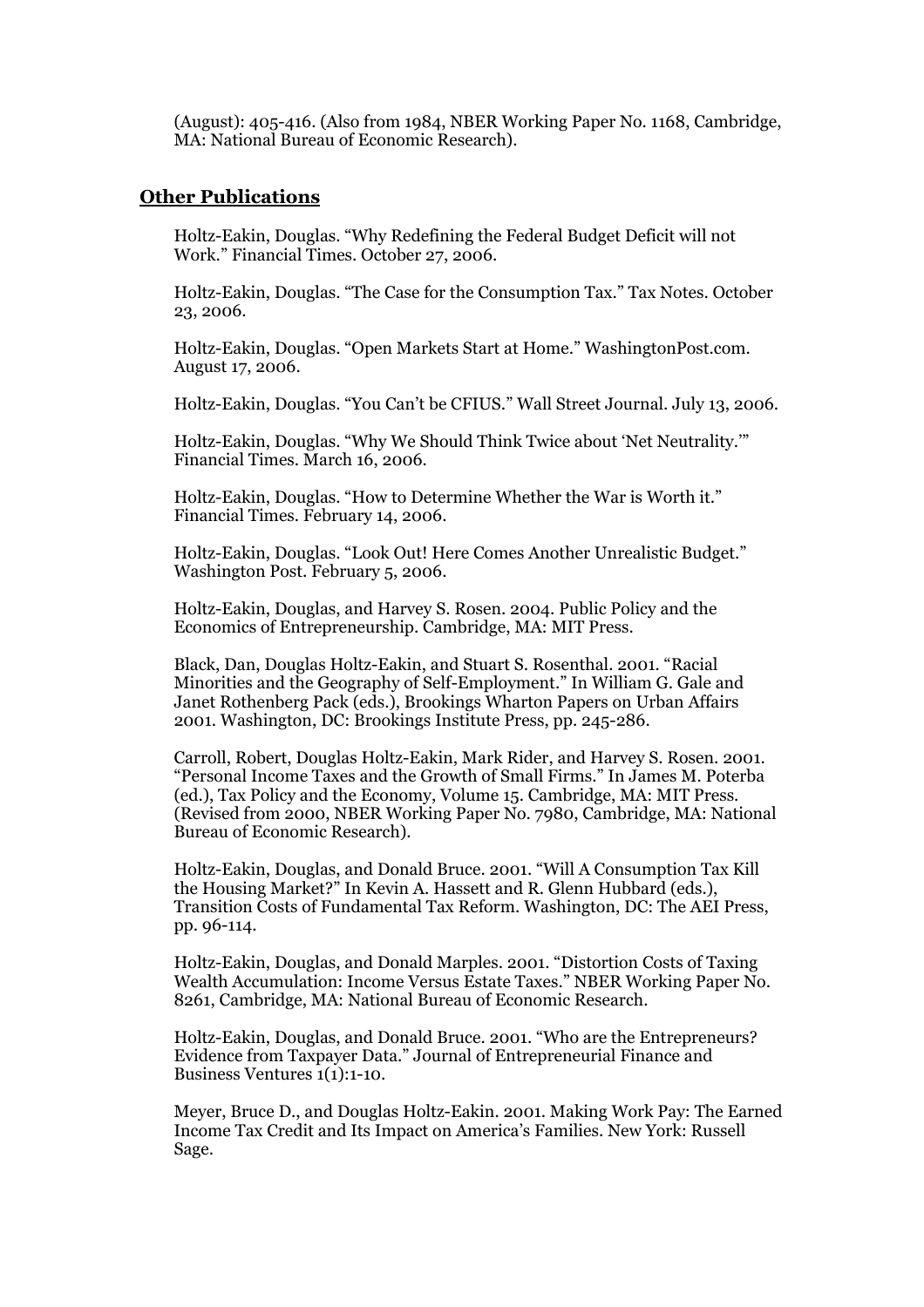(August): 405-416. (Also from 1984, NBER Working Paper No. 1168, Cambridge, MA: National Bureau of Economic Research).

## Other Publications

Holtz-Eakin, Douglas. "Why Redefining the Federal Budget Deficit will not Work." Financial Times. October 27, 2006.

Holtz-Eakin, Douglas. "The Case for the Consumption Tax." Tax Notes. October 23, 2006.

Holtz-Eakin, Douglas. "Open Markets Start at Home." WashingtonPost.com. August 17, 2006.

Holtz-Eakin, Douglas. "You Can't be CFIUS." Wall Street Journal. July 13, 2006.

Holtz-Eakin, Douglas. "Why We Should Think Twice about 'Net Neutrality.'" Financial Times. March 16, 2006.

Holtz-Eakin, Douglas. "How to Determine Whether the War is Worth it." Financial Times. February 14, 2006.

Holtz-Eakin, Douglas. "Look Out! Here Comes Another Unrealistic Budget." Washington Post. February 5, 2006.

Holtz-Eakin, Douglas, and Harvey S. Rosen. 2004. Public Policy and the Economics of Entrepreneurship. Cambridge, MA: MIT Press.

Black, Dan, Douglas Holtz-Eakin, and Stuart S. Rosenthal. 2001. "Racial Minorities and the Geography of Self-Employment." In William G. Gale and Janet Rothenberg Pack (eds.), Brookings Wharton Papers on Urban Affairs 2001. Washington, DC: Brookings Institute Press, pp. 245-286.

Carroll, Robert, Douglas Holtz-Eakin, Mark Rider, and Harvey S. Rosen. 2001. "Personal Income Taxes and the Growth of Small Firms." In James M. Poterba (ed.), Tax Policy and the Economy, Volume 15. Cambridge, MA: MIT Press. (Revised from 2000, NBER Working Paper No. 7980, Cambridge, MA: National Bureau of Economic Research).

Holtz-Eakin, Douglas, and Donald Bruce. 2001. "Will A Consumption Tax Kill the Housing Market?" In Kevin A. Hassett and R. Glenn Hubbard (eds.), Transition Costs of Fundamental Tax Reform. Washington, DC: The AEI Press, pp. 96-114.

Holtz-Eakin, Douglas, and Donald Marples. 2001. "Distortion Costs of Taxing Wealth Accumulation: Income Versus Estate Taxes." NBER Working Paper No. 8261, Cambridge, MA: National Bureau of Economic Research.

Holtz-Eakin, Douglas, and Donald Bruce. 2001. "Who are the Entrepreneurs? Evidence from Taxpayer Data." Journal of Entrepreneurial Finance and Business Ventures 1(1):1-10.

Meyer, Bruce D., and Douglas Holtz-Eakin. 2001. Making Work Pay: The Earned Income Tax Credit and Its Impact on America's Families. New York: Russell Sage.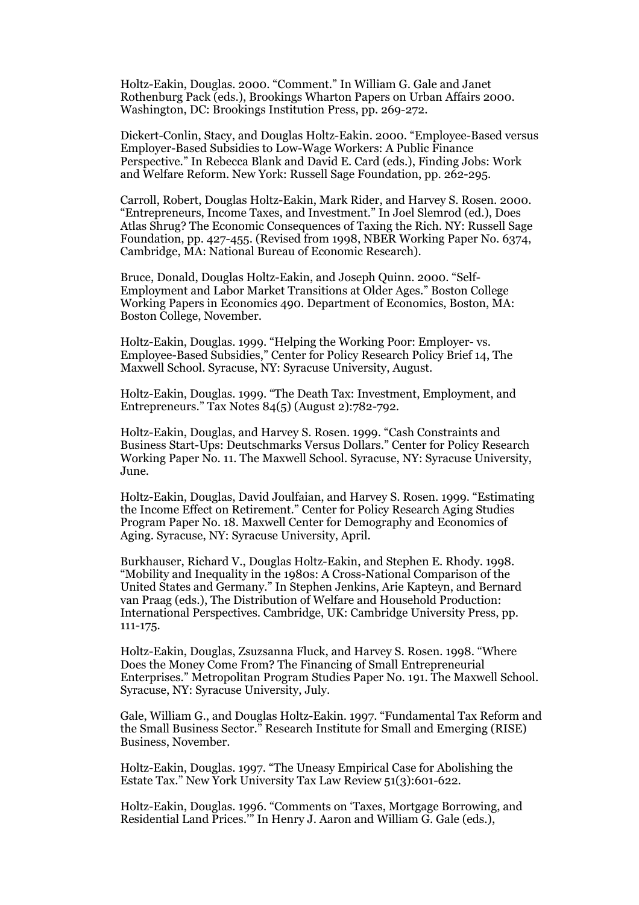Holtz-Eakin, Douglas. 2000. “Comment.” In William G. Gale and Janet Rothenburg Pack (eds.), Brookings Wharton Papers on Urban Affairs 2000. Washington, DC: Brookings Institution Press, pp. 269-272.

Dickert-Conlin, Stacy, and Douglas Holtz-Eakin. 2000. “Employee-Based versus Employer-Based Subsidies to Low-Wage Workers: A Public Finance Perspective.” In Rebecca Blank and David E. Card (eds.), Finding Jobs: Work and Welfare Reform. New York: Russell Sage Foundation, pp. 262-295.

Carroll, Robert, Douglas Holtz-Eakin, Mark Rider, and Harvey S. Rosen. 2000. “Entrepreneurs, Income Taxes, and Investment.” In Joel Slemrod (ed.), Does Atlas Shrug? The Economic Consequences of Taxing the Rich. NY: Russell Sage Foundation, pp. 427-455. (Revised from 1998, NBER Working Paper No. 6374, Cambridge, MA: National Bureau of Economic Research).

Bruce, Donald, Douglas Holtz-Eakin, and Joseph Quinn. 2000. “Self-Employment and Labor Market Transitions at Older Ages.” Boston College Working Papers in Economics 490. Department of Economics, Boston, MA: Boston College, November.

Holtz-Eakin, Douglas. 1999. “Helping the Working Poor: Employer- vs. Employee-Based Subsidies,” Center for Policy Research Policy Brief 14, The Maxwell School. Syracuse, NY: Syracuse University, August.

Holtz-Eakin, Douglas. 1999. “The Death Tax: Investment, Employment, and Entrepreneurs.” Tax Notes 84(5) (August 2):782-792.

Holtz-Eakin, Douglas, and Harvey S. Rosen. 1999. “Cash Constraints and Business Start-Ups: Deutschmarks Versus Dollars.” Center for Policy Research Working Paper No. 11. The Maxwell School. Syracuse, NY: Syracuse University, June.

Holtz-Eakin, Douglas, David Joulfaian, and Harvey S. Rosen. 1999. “Estimating the Income Effect on Retirement.” Center for Policy Research Aging Studies Program Paper No. 18. Maxwell Center for Demography and Economics of Aging. Syracuse, NY: Syracuse University, April.

Burkhauser, Richard V., Douglas Holtz-Eakin, and Stephen E. Rhody. 1998. “Mobility and Inequality in the 1980s: A Cross-National Comparison of the United States and Germany.” In Stephen Jenkins, Arie Kapteyn, and Bernard van Praag (eds.), The Distribution of Welfare and Household Production: International Perspectives. Cambridge, UK: Cambridge University Press, pp. 111-175.

Holtz-Eakin, Douglas, Zsuzsanna Fluck, and Harvey S. Rosen. 1998. “Where Does the Money Come From? The Financing of Small Entrepreneurial Enterprises.” Metropolitan Program Studies Paper No. 191. The Maxwell School. Syracuse, NY: Syracuse University, July.

Gale, William G., and Douglas Holtz-Eakin. 1997. “Fundamental Tax Reform and the Small Business Sector.” Research Institute for Small and Emerging (RISE) Business, November.

Holtz-Eakin, Douglas. 1997. “The Uneasy Empirical Case for Abolishing the Estate Tax.” New York University Tax Law Review 51(3):601-622.

Holtz-Eakin, Douglas. 1996. “Comments on ‘Taxes, Mortgage Borrowing, and Residential Land Prices.’” In Henry J. Aaron and William G. Gale (eds.),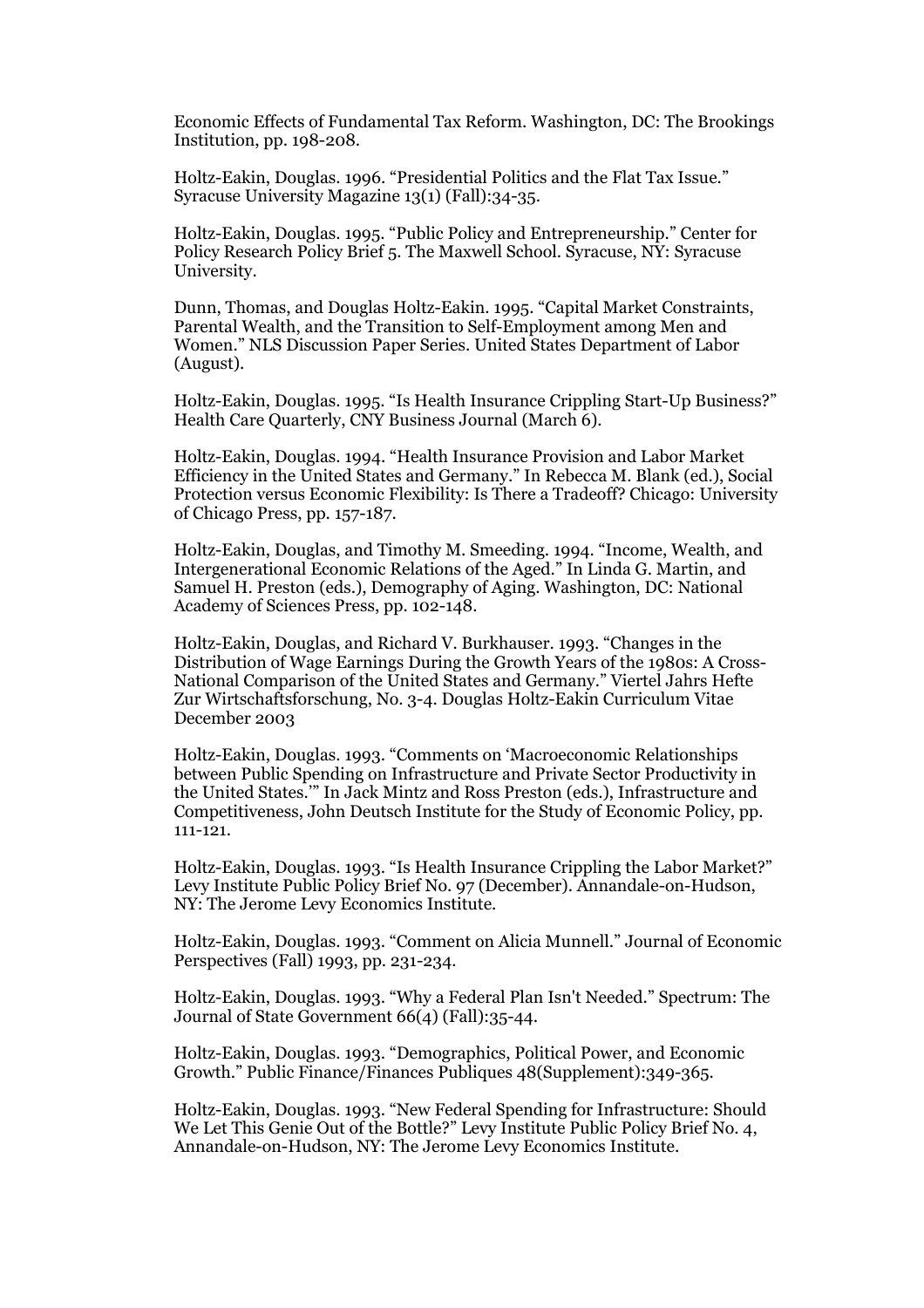Economic Effects of Fundamental Tax Reform. Washington, DC: The Brookings Institution, pp. 198-208.

Holtz-Eakin, Douglas. 1996. "Presidential Politics and the Flat Tax Issue." Syracuse University Magazine 13(1) (Fall):34-35.

Holtz-Eakin, Douglas. 1995. "Public Policy and Entrepreneurship." Center for Policy Research Policy Brief 5. The Maxwell School. Syracuse, NY: Syracuse University.

Dunn, Thomas, and Douglas Holtz-Eakin. 1995. "Capital Market Constraints, Parental Wealth, and the Transition to Self-Employment among Men and Women." NLS Discussion Paper Series. United States Department of Labor (August).

Holtz-Eakin, Douglas. 1995. "Is Health Insurance Crippling Start-Up Business?" Health Care Quarterly, CNY Business Journal (March 6).

Holtz-Eakin, Douglas. 1994. "Health Insurance Provision and Labor Market Efficiency in the United States and Germany." In Rebecca M. Blank (ed.), Social Protection versus Economic Flexibility: Is There a Tradeoff? Chicago: University of Chicago Press, pp. 157-187.

Holtz-Eakin, Douglas, and Timothy M. Smeeding. 1994. "Income, Wealth, and Intergenerational Economic Relations of the Aged." In Linda G. Martin, and Samuel H. Preston (eds.), Demography of Aging. Washington, DC: National Academy of Sciences Press, pp. 102-148.

Holtz-Eakin, Douglas, and Richard V. Burkhauser. 1993. "Changes in the Distribution of Wage Earnings During the Growth Years of the 1980s: A Cross-National Comparison of the United States and Germany." Viertel Jahrs Hefte Zur Wirtschaftsforschung, No. 3-4.

Holtz-Eakin, Douglas. 1993. "Comments on 'Macroeconomic Relationships between Public Spending on Infrastructure and Private Sector Productivity in the United States.'" In Jack Mintz and Ross Preston (eds.), Infrastructure and Competitiveness, John Deutsch Institute for the Study of Economic Policy, pp. 111-121.

Holtz-Eakin, Douglas. 1993. "Is Health Insurance Crippling the Labor Market?" Levy Institute Public Policy Brief No. 97 (December). Annandale-on-Hudson, NY: The Jerome Levy Economics Institute.

Holtz-Eakin, Douglas. 1993. "Comment on Alicia Munnell." Journal of Economic Perspectives (Fall) 1993, pp. 231-234.

Holtz-Eakin, Douglas. 1993. "Why a Federal Plan Isn't Needed." Spectrum: The Journal of State Government 66(4) (Fall):35-44.

Holtz-Eakin, Douglas. 1993. "Demographics, Political Power, and Economic Growth." Public Finance/Finances Publiques 48(Supplement):349-365.

Holtz-Eakin, Douglas. 1993. "New Federal Spending for Infrastructure: Should We Let This Genie Out of the Bottle?" Levy Institute Public Policy Brief No. 4, Annandale-on-Hudson, NY: The Jerome Levy Economics Institute.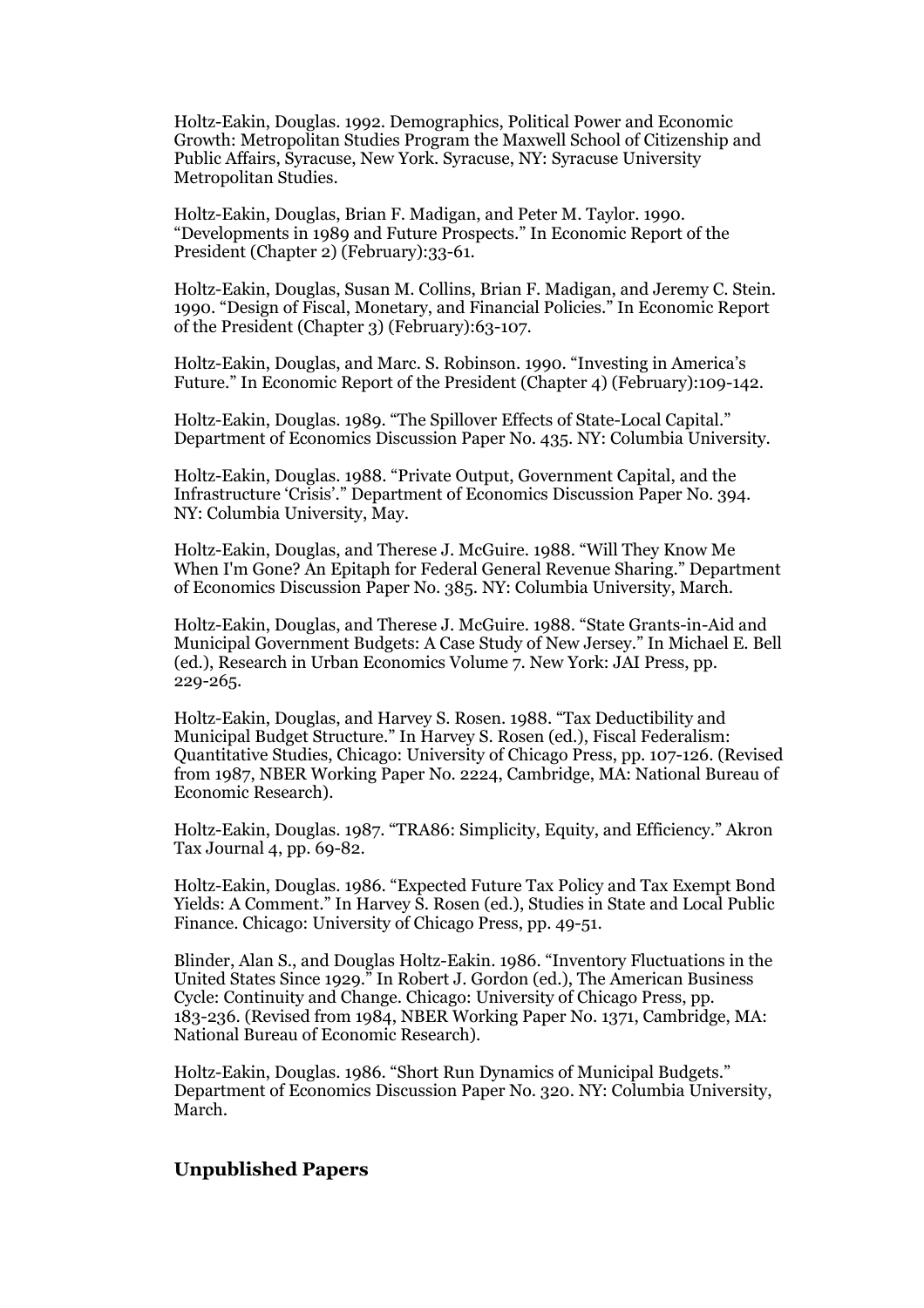Holtz-Eakin, Douglas. 1992. Demographics, Political Power and Economic Growth: Metropolitan Studies Program the Maxwell School of Citizenship and Public Affairs, Syracuse, New York. Syracuse, NY: Syracuse University Metropolitan Studies.

Holtz-Eakin, Douglas, Brian F. Madigan, and Peter M. Taylor. 1990. "Developments in 1989 and Future Prospects." In Economic Report of the President (Chapter 2) (February):33-61.

Holtz-Eakin, Douglas, Susan M. Collins, Brian F. Madigan, and Jeremy C. Stein. 1990. "Design of Fiscal, Monetary, and Financial Policies." In Economic Report of the President (Chapter 3) (February):63-107.

Holtz-Eakin, Douglas, and Marc. S. Robinson. 1990. "Investing in America's Future." In Economic Report of the President (Chapter 4) (February):109-142.

Holtz-Eakin, Douglas. 1989. "The Spillover Effects of State-Local Capital." Department of Economics Discussion Paper No. 435. NY: Columbia University.

Holtz-Eakin, Douglas. 1988. "Private Output, Government Capital, and the Infrastructure 'Crisis'." Department of Economics Discussion Paper No. 394. NY: Columbia University, May.

Holtz-Eakin, Douglas, and Therese J. McGuire. 1988. "Will They Know Me When I'm Gone? An Epitaph for Federal General Revenue Sharing." Department of Economics Discussion Paper No. 385. NY: Columbia University, March.

Holtz-Eakin, Douglas, and Therese J. McGuire. 1988. "State Grants-in-Aid and Municipal Government Budgets: A Case Study of New Jersey." In Michael E. Bell (ed.), Research in Urban Economics Volume 7. New York: JAI Press, pp. 229-265.

Holtz-Eakin, Douglas, and Harvey S. Rosen. 1988. "Tax Deductibility and Municipal Budget Structure." In Harvey S. Rosen (ed.), Fiscal Federalism: Quantitative Studies, Chicago: University of Chicago Press, pp. 107-126. (Revised from 1987, NBER Working Paper No. 2224, Cambridge, MA: National Bureau of Economic Research).

Holtz-Eakin, Douglas. 1987. "TRA86: Simplicity, Equity, and Efficiency." Akron Tax Journal 4, pp. 69-82.

Holtz-Eakin, Douglas. 1986. "Expected Future Tax Policy and Tax Exempt Bond Yields: A Comment." In Harvey S. Rosen (ed.), Studies in State and Local Public Finance. Chicago: University of Chicago Press, pp. 49-51.

Blinder, Alan S., and Douglas Holtz-Eakin. 1986. "Inventory Fluctuations in the United States Since 1929." In Robert J. Gordon (ed.), The American Business Cycle: Continuity and Change. Chicago: University of Chicago Press, pp. 183-236. (Revised from 1984, NBER Working Paper No. 1371, Cambridge, MA: National Bureau of Economic Research).

Holtz-Eakin, Douglas. 1986. "Short Run Dynamics of Municipal Budgets." Department of Economics Discussion Paper No. 320. NY: Columbia University, March.

## Unpublished Papers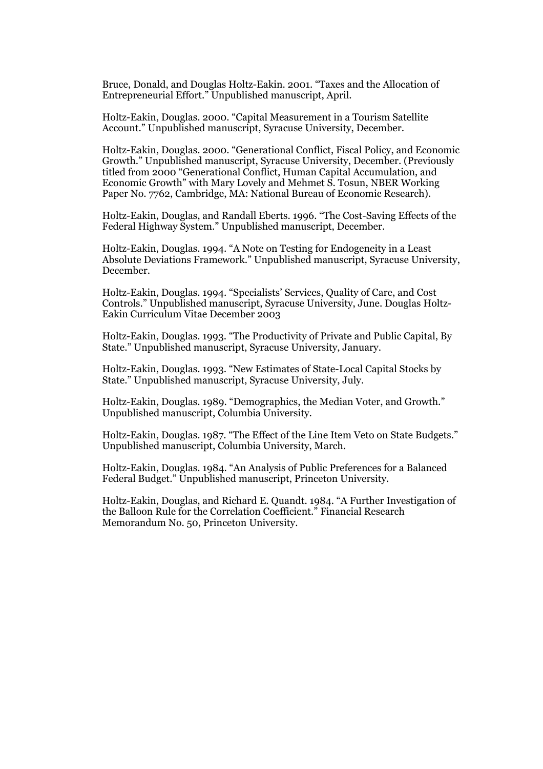Bruce, Donald, and Douglas Holtz-Eakin. 2001. "Taxes and the Allocation of Entrepreneurial Effort." Unpublished manuscript, April.

Holtz-Eakin, Douglas. 2000. "Capital Measurement in a Tourism Satellite Account." Unpublished manuscript, Syracuse University, December.

Holtz-Eakin, Douglas. 2000. "Generational Conflict, Fiscal Policy, and Economic Growth." Unpublished manuscript, Syracuse University, December. (Previously titled from 2000 "Generational Conflict, Human Capital Accumulation, and Economic Growth" with Mary Lovely and Mehmet S. Tosun, NBER Working Paper No. 7762, Cambridge, MA: National Bureau of Economic Research).

Holtz-Eakin, Douglas, and Randall Eberts. 1996. "The Cost-Saving Effects of the Federal Highway System." Unpublished manuscript, December.

Holtz-Eakin, Douglas. 1994. "A Note on Testing for Endogeneity in a Least Absolute Deviations Framework." Unpublished manuscript, Syracuse University, December.

Holtz-Eakin, Douglas. 1994. "Specialists' Services, Quality of Care, and Cost Controls." Unpublished manuscript, Syracuse University, June. Douglas Holtz-Eakin Curriculum Vitae December 2003

Holtz-Eakin, Douglas. 1993. "The Productivity of Private and Public Capital, By State." Unpublished manuscript, Syracuse University, January.

Holtz-Eakin, Douglas. 1993. "New Estimates of State-Local Capital Stocks by State." Unpublished manuscript, Syracuse University, July.

Holtz-Eakin, Douglas. 1989. "Demographics, the Median Voter, and Growth." Unpublished manuscript, Columbia University.

Holtz-Eakin, Douglas. 1987. "The Effect of the Line Item Veto on State Budgets." Unpublished manuscript, Columbia University, March.

Holtz-Eakin, Douglas. 1984. "An Analysis of Public Preferences for a Balanced Federal Budget." Unpublished manuscript, Princeton University.

Holtz-Eakin, Douglas, and Richard E. Quandt. 1984. "A Further Investigation of the Balloon Rule for the Correlation Coefficient." Financial Research Memorandum No. 50, Princeton University.